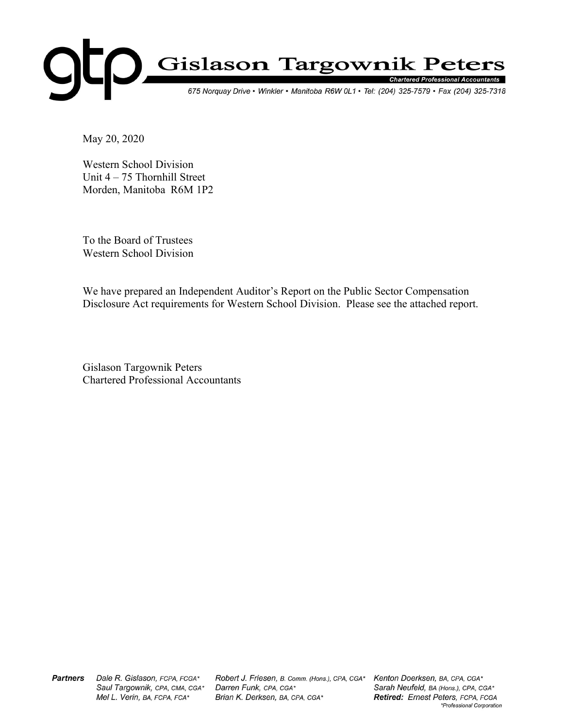# Gislason Targownik Peters

**Chartered Professional Accountants**

*675 Norquay Drive • Winkler • Manitoba R6W 0L1 • Tel: (204) 325-7579 • Fax (204) 325-7318*

May 20, 2020

Western School Division
Unit 4 – 75 Thornhill Street
Morden, Manitoba R6M 1P2

To the Board of Trustees
Western School Division

We have prepared an Independent Auditor's Report on the Public Sector Compensation Disclosure Act requirements for Western School Division. Please see the attached report.

Gislason Targownik Peters
Chartered Professional Accountants

**Partners** *Dale R. Gislason, FCPA, FCGA\**, *Saul Targownik, CPA, CMA, CGA\**, *Mel L. Verin, BA, FCPA, FCA\**, *Robert J. Friesen, B. Comm. (Hons.), CPA, CGA\**, *Darren Funk, CPA, CGA\**, *Brian K. Derksen, BA, CPA, CGA\**, *Kenton Doerksen, BA, CPA, CGA\**, *Sarah Neufeld, BA (Hons.), CPA, CGA\**

***Retired:*** *Ernest Peters, FCPA, FCGA*

*\*Professional Corporation*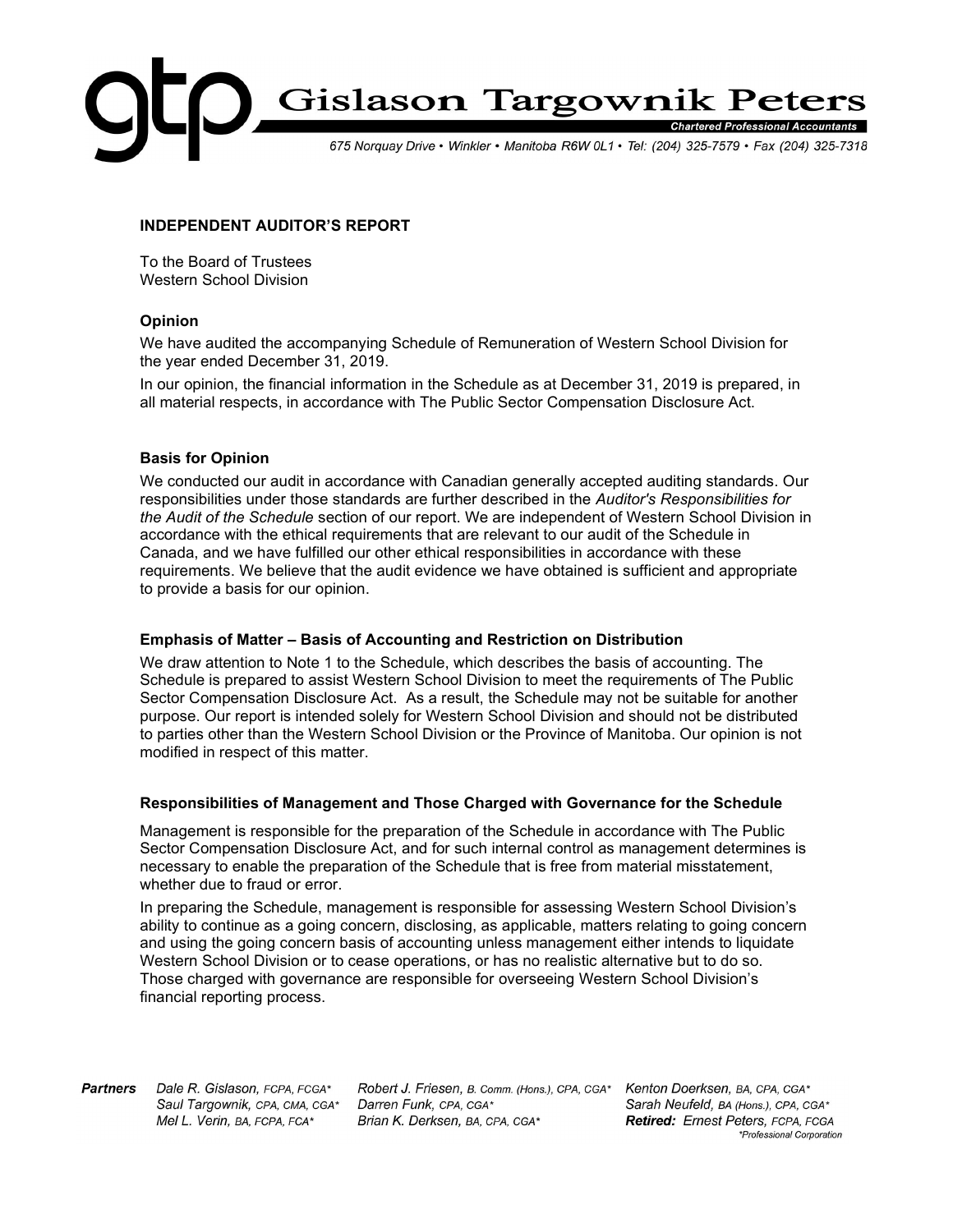# Gislason Targownik Peters

**Chartered Professional Accountants**

675 Norquay Drive • Winkler • Manitoba R6W 0L1 • Tel: (204) 325-7579 • Fax (204) 325-7318

## INDEPENDENT AUDITOR'S REPORT

To the Board of Trustees
Western School Division

### Opinion

We have audited the accompanying Schedule of Remuneration of Western School Division for the year ended December 31, 2019.

In our opinion, the financial information in the Schedule as at December 31, 2019 is prepared, in all material respects, in accordance with The Public Sector Compensation Disclosure Act.

### Basis for Opinion

We conducted our audit in accordance with Canadian generally accepted auditing standards. Our responsibilities under those standards are further described in the *Auditor's Responsibilities for the Audit of the Schedule* section of our report. We are independent of Western School Division in accordance with the ethical requirements that are relevant to our audit of the Schedule in Canada, and we have fulfilled our other ethical responsibilities in accordance with these requirements. We believe that the audit evidence we have obtained is sufficient and appropriate to provide a basis for our opinion.

### Emphasis of Matter – Basis of Accounting and Restriction on Distribution

We draw attention to Note 1 to the Schedule, which describes the basis of accounting. The Schedule is prepared to assist Western School Division to meet the requirements of The Public Sector Compensation Disclosure Act. As a result, the Schedule may not be suitable for another purpose. Our report is intended solely for Western School Division and should not be distributed to parties other than the Western School Division or the Province of Manitoba. Our opinion is not modified in respect of this matter.

### Responsibilities of Management and Those Charged with Governance for the Schedule

Management is responsible for the preparation of the Schedule in accordance with The Public Sector Compensation Disclosure Act, and for such internal control as management determines is necessary to enable the preparation of the Schedule that is free from material misstatement, whether due to fraud or error.

In preparing the Schedule, management is responsible for assessing Western School Division's ability to continue as a going concern, disclosing, as applicable, matters relating to going concern and using the going concern basis of accounting unless management either intends to liquidate Western School Division or to cease operations, or has no realistic alternative but to do so. Those charged with governance are responsible for overseeing Western School Division's financial reporting process.

**Partners** Dale R. Gislason, FCPA, FCGA* · Saul Targownik, CPA, CMA, CGA* · Mel L. Verin, BA, FCPA, FCA* · Robert J. Friesen, B. Comm. (Hons.), CPA, CGA* · Darren Funk, CPA, CGA* · Brian K. Derksen, BA, CPA, CGA* · Kenton Doerksen, BA, CPA, CGA* · Sarah Neufeld, BA (Hons.), CPA, CGA* · **Retired:** Ernest Peters, FCPA, FCGA

*Professional Corporation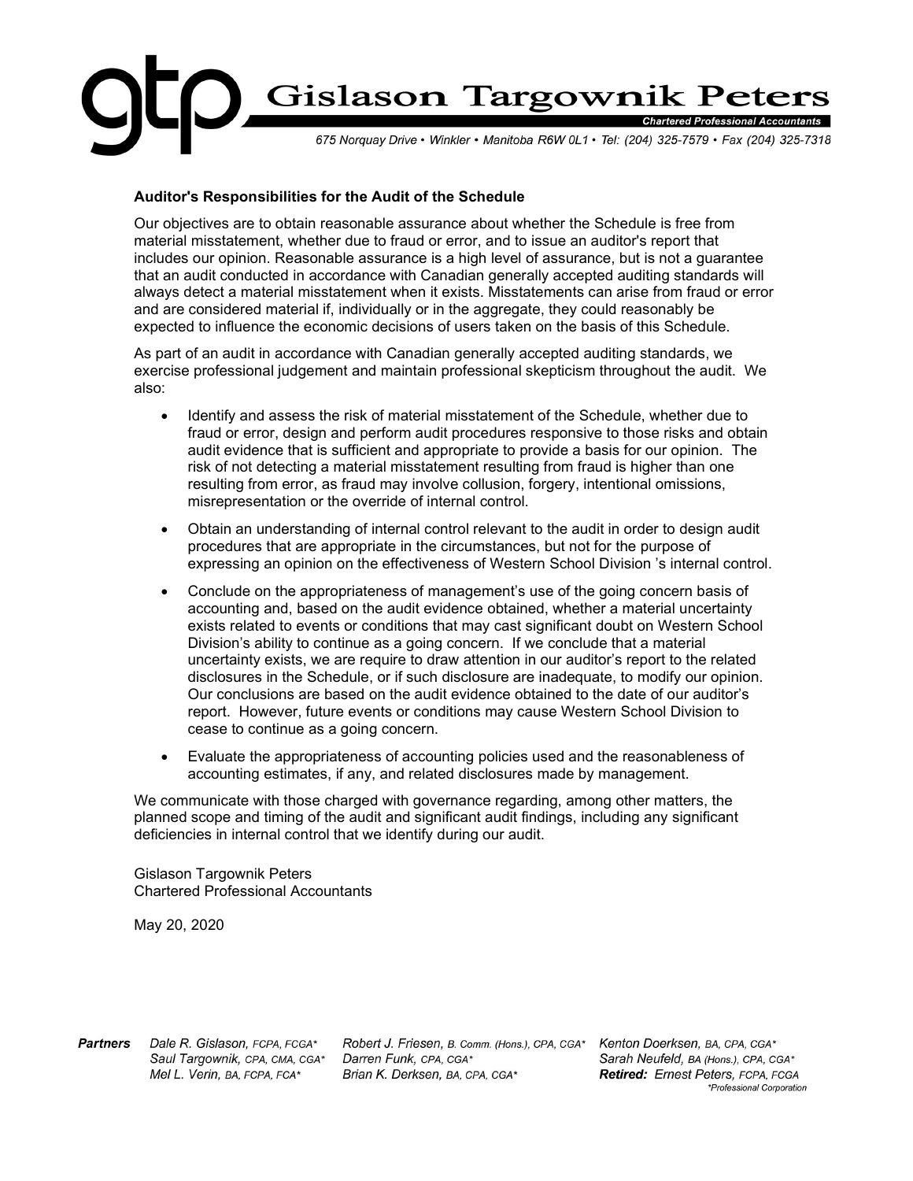### Auditor's Responsibilities for the Audit of the Schedule

Our objectives are to obtain reasonable assurance about whether the Schedule is free from material misstatement, whether due to fraud or error, and to issue an auditor's report that includes our opinion. Reasonable assurance is a high level of assurance, but is not a guarantee that an audit conducted in accordance with Canadian generally accepted auditing standards will always detect a material misstatement when it exists. Misstatements can arise from fraud or error and are considered material if, individually or in the aggregate, they could reasonably be expected to influence the economic decisions of users taken on the basis of this Schedule.

As part of an audit in accordance with Canadian generally accepted auditing standards, we exercise professional judgement and maintain professional skepticism throughout the audit. We also:

- Identify and assess the risk of material misstatement of the Schedule, whether due to fraud or error, design and perform audit procedures responsive to those risks and obtain audit evidence that is sufficient and appropriate to provide a basis for our opinion. The risk of not detecting a material misstatement resulting from fraud is higher than one resulting from error, as fraud may involve collusion, forgery, intentional omissions, misrepresentation or the override of internal control.
- Obtain an understanding of internal control relevant to the audit in order to design audit procedures that are appropriate in the circumstances, but not for the purpose of expressing an opinion on the effectiveness of Western School Division 's internal control.
- Conclude on the appropriateness of management's use of the going concern basis of accounting and, based on the audit evidence obtained, whether a material uncertainty exists related to events or conditions that may cast significant doubt on Western School Division's ability to continue as a going concern. If we conclude that a material uncertainty exists, we are require to draw attention in our auditor's report to the related disclosures in the Schedule, or if such disclosure are inadequate, to modify our opinion. Our conclusions are based on the audit evidence obtained to the date of our auditor's report. However, future events or conditions may cause Western School Division to cease to continue as a going concern.
- Evaluate the appropriateness of accounting policies used and the reasonableness of accounting estimates, if any, and related disclosures made by management.

We communicate with those charged with governance regarding, among other matters, the planned scope and timing of the audit and significant audit findings, including any significant deficiencies in internal control that we identify during our audit.

Gislason Targownik Peters
Chartered Professional Accountants

May 20, 2020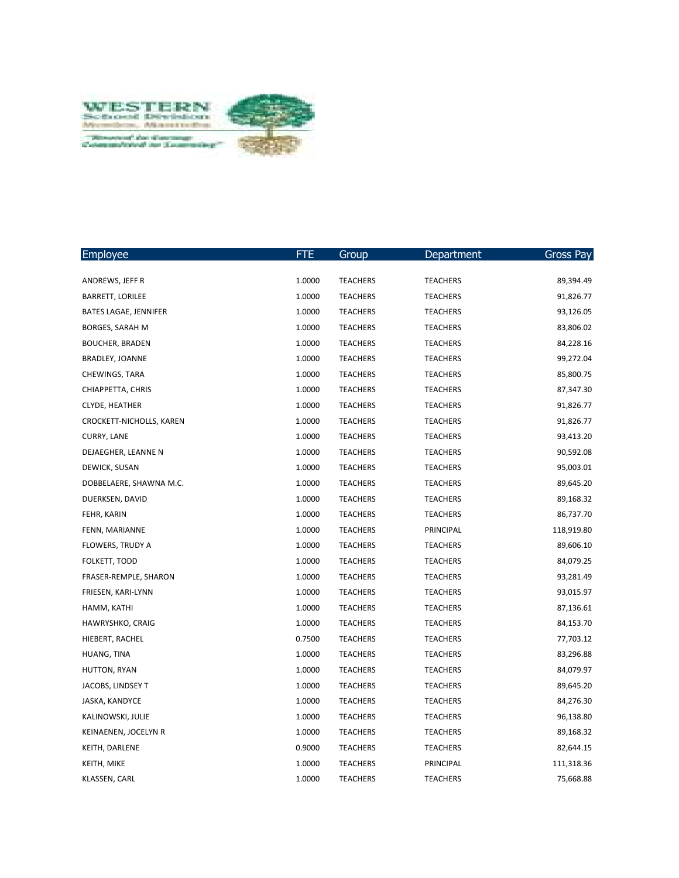| Employee | FTE | Group | Department | Gross Pay |
|---|---|---|---|---|
| ANDREWS, JEFF R | 1.0000 | TEACHERS | TEACHERS | 89,394.49 |
| BARRETT, LORILEE | 1.0000 | TEACHERS | TEACHERS | 91,826.77 |
| BATES LAGAE, JENNIFER | 1.0000 | TEACHERS | TEACHERS | 93,126.05 |
| BORGES, SARAH M | 1.0000 | TEACHERS | TEACHERS | 83,806.02 |
| BOUCHER, BRADEN | 1.0000 | TEACHERS | TEACHERS | 84,228.16 |
| BRADLEY, JOANNE | 1.0000 | TEACHERS | TEACHERS | 99,272.04 |
| CHEWINGS, TARA | 1.0000 | TEACHERS | TEACHERS | 85,800.75 |
| CHIAPPETTA, CHRIS | 1.0000 | TEACHERS | TEACHERS | 87,347.30 |
| CLYDE, HEATHER | 1.0000 | TEACHERS | TEACHERS | 91,826.77 |
| CROCKETT-NICHOLLS, KAREN | 1.0000 | TEACHERS | TEACHERS | 91,826.77 |
| CURRY, LANE | 1.0000 | TEACHERS | TEACHERS | 93,413.20 |
| DEJAEGHER, LEANNE N | 1.0000 | TEACHERS | TEACHERS | 90,592.08 |
| DEWICK, SUSAN | 1.0000 | TEACHERS | TEACHERS | 95,003.01 |
| DOBBELAERE, SHAWNA M.C. | 1.0000 | TEACHERS | TEACHERS | 89,645.20 |
| DUERKSEN, DAVID | 1.0000 | TEACHERS | TEACHERS | 89,168.32 |
| FEHR, KARIN | 1.0000 | TEACHERS | TEACHERS | 86,737.70 |
| FENN, MARIANNE | 1.0000 | TEACHERS | PRINCIPAL | 118,919.80 |
| FLOWERS, TRUDY A | 1.0000 | TEACHERS | TEACHERS | 89,606.10 |
| FOLKETT, TODD | 1.0000 | TEACHERS | TEACHERS | 84,079.25 |
| FRASER-REMPLE, SHARON | 1.0000 | TEACHERS | TEACHERS | 93,281.49 |
| FRIESEN, KARI-LYNN | 1.0000 | TEACHERS | TEACHERS | 93,015.97 |
| HAMM, KATHI | 1.0000 | TEACHERS | TEACHERS | 87,136.61 |
| HAWRYSHKO, CRAIG | 1.0000 | TEACHERS | TEACHERS | 84,153.70 |
| HIEBERT, RACHEL | 0.7500 | TEACHERS | TEACHERS | 77,703.12 |
| HUANG, TINA | 1.0000 | TEACHERS | TEACHERS | 83,296.88 |
| HUTTON, RYAN | 1.0000 | TEACHERS | TEACHERS | 84,079.97 |
| JACOBS, LINDSEY T | 1.0000 | TEACHERS | TEACHERS | 89,645.20 |
| JASKA, KANDYCE | 1.0000 | TEACHERS | TEACHERS | 84,276.30 |
| KALINOWSKI, JULIE | 1.0000 | TEACHERS | TEACHERS | 96,138.80 |
| KEINAENEN, JOCELYN R | 1.0000 | TEACHERS | TEACHERS | 89,168.32 |
| KEITH, DARLENE | 0.9000 | TEACHERS | TEACHERS | 82,644.15 |
| KEITH, MIKE | 1.0000 | TEACHERS | PRINCIPAL | 111,318.36 |
| KLASSEN, CARL | 1.0000 | TEACHERS | TEACHERS | 75,668.88 |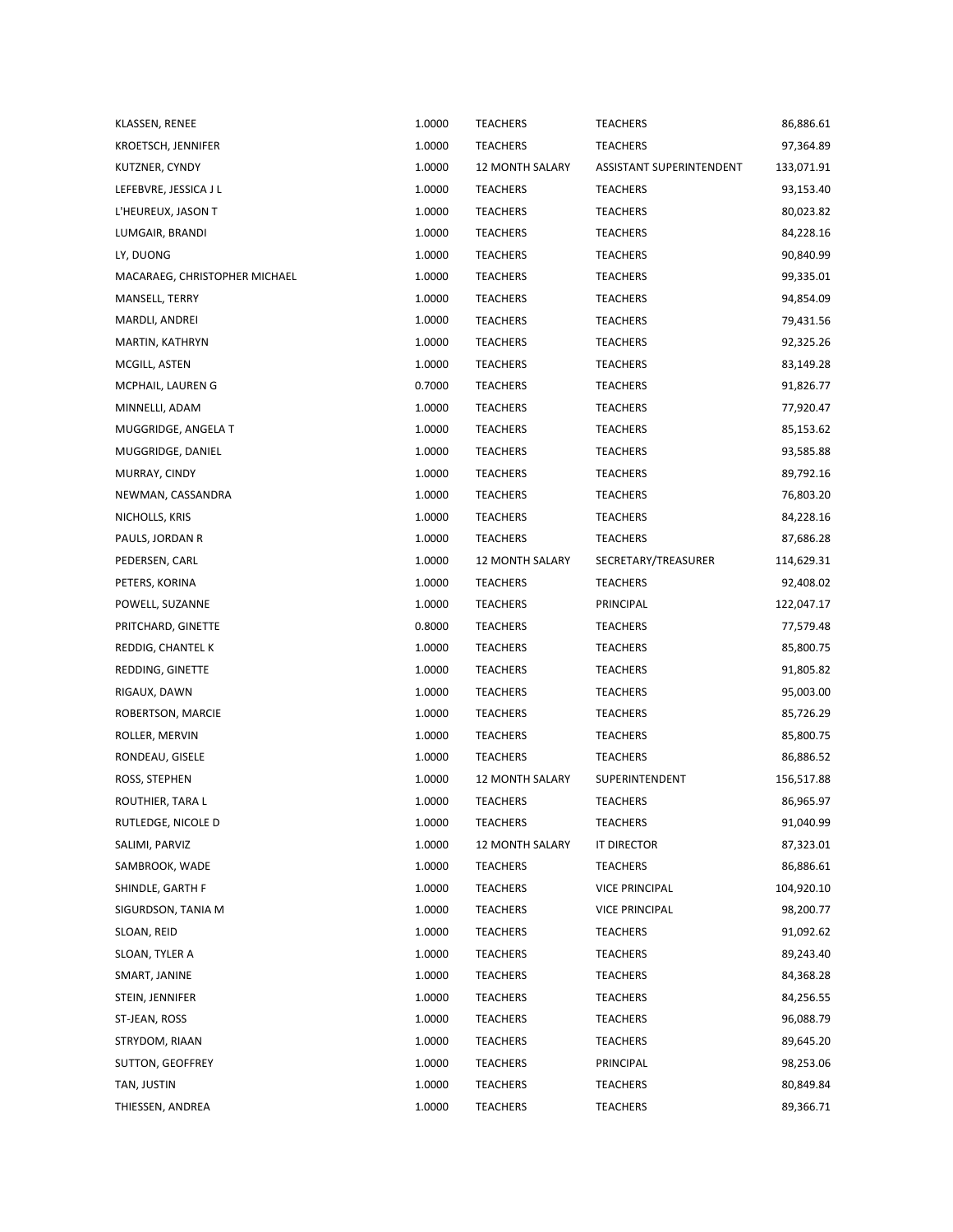| | | | | |
|---|---|---|---|---|
| KLASSEN, RENEE | 1.0000 | TEACHERS | TEACHERS | 86,886.61 |
| KROETSCH, JENNIFER | 1.0000 | TEACHERS | TEACHERS | 97,364.89 |
| KUTZNER, CYNDY | 1.0000 | 12 MONTH SALARY | ASSISTANT SUPERINTENDENT | 133,071.91 |
| LEFEBVRE, JESSICA J L | 1.0000 | TEACHERS | TEACHERS | 93,153.40 |
| L'HEUREUX, JASON T | 1.0000 | TEACHERS | TEACHERS | 80,023.82 |
| LUMGAIR, BRANDI | 1.0000 | TEACHERS | TEACHERS | 84,228.16 |
| LY, DUONG | 1.0000 | TEACHERS | TEACHERS | 90,840.99 |
| MACARAEG, CHRISTOPHER MICHAEL | 1.0000 | TEACHERS | TEACHERS | 99,335.01 |
| MANSELL, TERRY | 1.0000 | TEACHERS | TEACHERS | 94,854.09 |
| MARDLI, ANDREI | 1.0000 | TEACHERS | TEACHERS | 79,431.56 |
| MARTIN, KATHRYN | 1.0000 | TEACHERS | TEACHERS | 92,325.26 |
| MCGILL, ASTEN | 1.0000 | TEACHERS | TEACHERS | 83,149.28 |
| MCPHAIL, LAUREN G | 0.7000 | TEACHERS | TEACHERS | 91,826.77 |
| MINNELLI, ADAM | 1.0000 | TEACHERS | TEACHERS | 77,920.47 |
| MUGGRIDGE, ANGELA T | 1.0000 | TEACHERS | TEACHERS | 85,153.62 |
| MUGGRIDGE, DANIEL | 1.0000 | TEACHERS | TEACHERS | 93,585.88 |
| MURRAY, CINDY | 1.0000 | TEACHERS | TEACHERS | 89,792.16 |
| NEWMAN, CASSANDRA | 1.0000 | TEACHERS | TEACHERS | 76,803.20 |
| NICHOLLS, KRIS | 1.0000 | TEACHERS | TEACHERS | 84,228.16 |
| PAULS, JORDAN R | 1.0000 | TEACHERS | TEACHERS | 87,686.28 |
| PEDERSEN, CARL | 1.0000 | 12 MONTH SALARY | SECRETARY/TREASURER | 114,629.31 |
| PETERS, KORINA | 1.0000 | TEACHERS | TEACHERS | 92,408.02 |
| POWELL, SUZANNE | 1.0000 | TEACHERS | PRINCIPAL | 122,047.17 |
| PRITCHARD, GINETTE | 0.8000 | TEACHERS | TEACHERS | 77,579.48 |
| REDDIG, CHANTEL K | 1.0000 | TEACHERS | TEACHERS | 85,800.75 |
| REDDING, GINETTE | 1.0000 | TEACHERS | TEACHERS | 91,805.82 |
| RIGAUX, DAWN | 1.0000 | TEACHERS | TEACHERS | 95,003.00 |
| ROBERTSON, MARCIE | 1.0000 | TEACHERS | TEACHERS | 85,726.29 |
| ROLLER, MERVIN | 1.0000 | TEACHERS | TEACHERS | 85,800.75 |
| RONDEAU, GISELE | 1.0000 | TEACHERS | TEACHERS | 86,886.52 |
| ROSS, STEPHEN | 1.0000 | 12 MONTH SALARY | SUPERINTENDENT | 156,517.88 |
| ROUTHIER, TARA L | 1.0000 | TEACHERS | TEACHERS | 86,965.97 |
| RUTLEDGE, NICOLE D | 1.0000 | TEACHERS | TEACHERS | 91,040.99 |
| SALIMI, PARVIZ | 1.0000 | 12 MONTH SALARY | IT DIRECTOR | 87,323.01 |
| SAMBROOK, WADE | 1.0000 | TEACHERS | TEACHERS | 86,886.61 |
| SHINDLE, GARTH F | 1.0000 | TEACHERS | VICE PRINCIPAL | 104,920.10 |
| SIGURDSON, TANIA M | 1.0000 | TEACHERS | VICE PRINCIPAL | 98,200.77 |
| SLOAN, REID | 1.0000 | TEACHERS | TEACHERS | 91,092.62 |
| SLOAN, TYLER A | 1.0000 | TEACHERS | TEACHERS | 89,243.40 |
| SMART, JANINE | 1.0000 | TEACHERS | TEACHERS | 84,368.28 |
| STEIN, JENNIFER | 1.0000 | TEACHERS | TEACHERS | 84,256.55 |
| ST-JEAN, ROSS | 1.0000 | TEACHERS | TEACHERS | 96,088.79 |
| STRYDOM, RIAAN | 1.0000 | TEACHERS | TEACHERS | 89,645.20 |
| SUTTON, GEOFFREY | 1.0000 | TEACHERS | PRINCIPAL | 98,253.06 |
| TAN, JUSTIN | 1.0000 | TEACHERS | TEACHERS | 80,849.84 |
| THIESSEN, ANDREA | 1.0000 | TEACHERS | TEACHERS | 89,366.71 |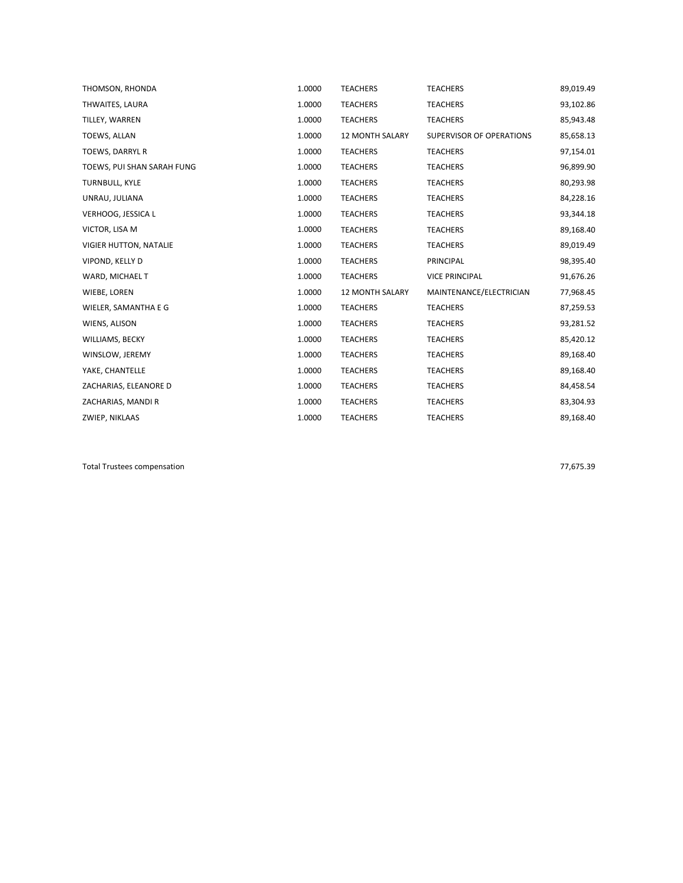| | | | | |
|---|---|---|---|---|
| THOMSON, RHONDA | 1.0000 | TEACHERS | TEACHERS | 89,019.49 |
| THWAITES, LAURA | 1.0000 | TEACHERS | TEACHERS | 93,102.86 |
| TILLEY, WARREN | 1.0000 | TEACHERS | TEACHERS | 85,943.48 |
| TOEWS, ALLAN | 1.0000 | 12 MONTH SALARY | SUPERVISOR OF OPERATIONS | 85,658.13 |
| TOEWS, DARRYL R | 1.0000 | TEACHERS | TEACHERS | 97,154.01 |
| TOEWS, PUI SHAN SARAH FUNG | 1.0000 | TEACHERS | TEACHERS | 96,899.90 |
| TURNBULL, KYLE | 1.0000 | TEACHERS | TEACHERS | 80,293.98 |
| UNRAU, JULIANA | 1.0000 | TEACHERS | TEACHERS | 84,228.16 |
| VERHOOG, JESSICA L | 1.0000 | TEACHERS | TEACHERS | 93,344.18 |
| VICTOR, LISA M | 1.0000 | TEACHERS | TEACHERS | 89,168.40 |
| VIGIER HUTTON, NATALIE | 1.0000 | TEACHERS | TEACHERS | 89,019.49 |
| VIPOND, KELLY D | 1.0000 | TEACHERS | PRINCIPAL | 98,395.40 |
| WARD, MICHAEL T | 1.0000 | TEACHERS | VICE PRINCIPAL | 91,676.26 |
| WIEBE, LOREN | 1.0000 | 12 MONTH SALARY | MAINTENANCE/ELECTRICIAN | 77,968.45 |
| WIELER, SAMANTHA E G | 1.0000 | TEACHERS | TEACHERS | 87,259.53 |
| WIENS, ALISON | 1.0000 | TEACHERS | TEACHERS | 93,281.52 |
| WILLIAMS, BECKY | 1.0000 | TEACHERS | TEACHERS | 85,420.12 |
| WINSLOW, JEREMY | 1.0000 | TEACHERS | TEACHERS | 89,168.40 |
| YAKE, CHANTELLE | 1.0000 | TEACHERS | TEACHERS | 89,168.40 |
| ZACHARIAS, ELEANORE D | 1.0000 | TEACHERS | TEACHERS | 84,458.54 |
| ZACHARIAS, MANDI R | 1.0000 | TEACHERS | TEACHERS | 83,304.93 |
| ZWIEP, NIKLAAS | 1.0000 | TEACHERS | TEACHERS | 89,168.40 |

Total Trustees compensation 77,675.39